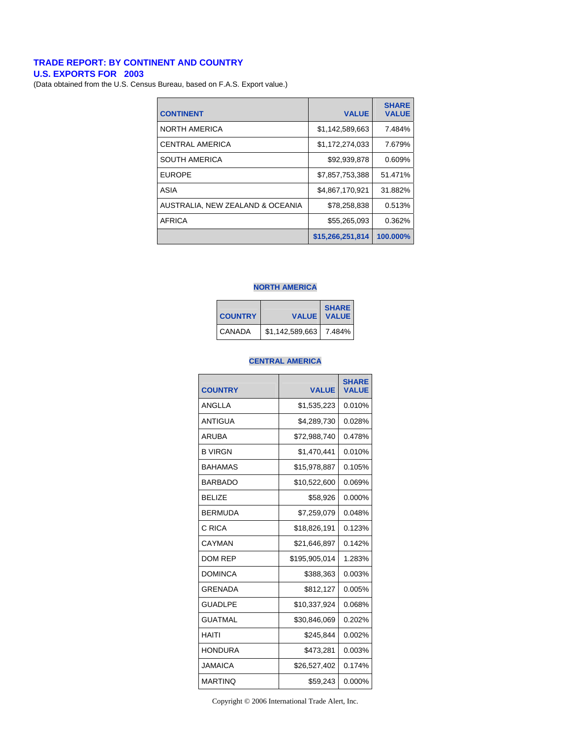# TRADE REPORT: BY CONTINENT AND COUNTRY
## U.S. EXPORTS FOR 2003

(Data obtained from the U.S. Census Bureau, based on F.A.S. Export value.)

| CONTINENT | VALUE | SHARE VALUE |
|---|---|---|
| NORTH AMERICA | $1,142,589,663 | 7.484% |
| CENTRAL AMERICA | $1,172,274,033 | 7.679% |
| SOUTH AMERICA | $92,939,878 | 0.609% |
| EUROPE | $7,857,753,388 | 51.471% |
| ASIA | $4,867,170,921 | 31.882% |
| AUSTRALIA, NEW ZEALAND & OCEANIA | $78,258,838 | 0.513% |
| AFRICA | $55,265,093 | 0.362% |
| | **$15,266,251,814** | **100.000%** |

### NORTH AMERICA

| COUNTRY | VALUE | SHARE VALUE |
|---|---|---|
| CANADA | $1,142,589,663 | 7.484% |

### CENTRAL AMERICA

| COUNTRY | VALUE | SHARE VALUE |
|---|---|---|
| ANGLLA | $1,535,223 | 0.010% |
| ANTIGUA | $4,289,730 | 0.028% |
| ARUBA | $72,988,740 | 0.478% |
| B VIRGN | $1,470,441 | 0.010% |
| BAHAMAS | $15,978,887 | 0.105% |
| BARBADO | $10,522,600 | 0.069% |
| BELIZE | $58,926 | 0.000% |
| BERMUDA | $7,259,079 | 0.048% |
| C RICA | $18,826,191 | 0.123% |
| CAYMAN | $21,646,897 | 0.142% |
| DOM REP | $195,905,014 | 1.283% |
| DOMINCA | $388,363 | 0.003% |
| GRENADA | $812,127 | 0.005% |
| GUADLPE | $10,337,924 | 0.068% |
| GUATMAL | $30,846,069 | 0.202% |
| HAITI | $245,844 | 0.002% |
| HONDURA | $473,281 | 0.003% |
| JAMAICA | $26,527,402 | 0.174% |
| MARTINQ | $59,243 | 0.000% |

Copyright © 2006 International Trade Alert, Inc.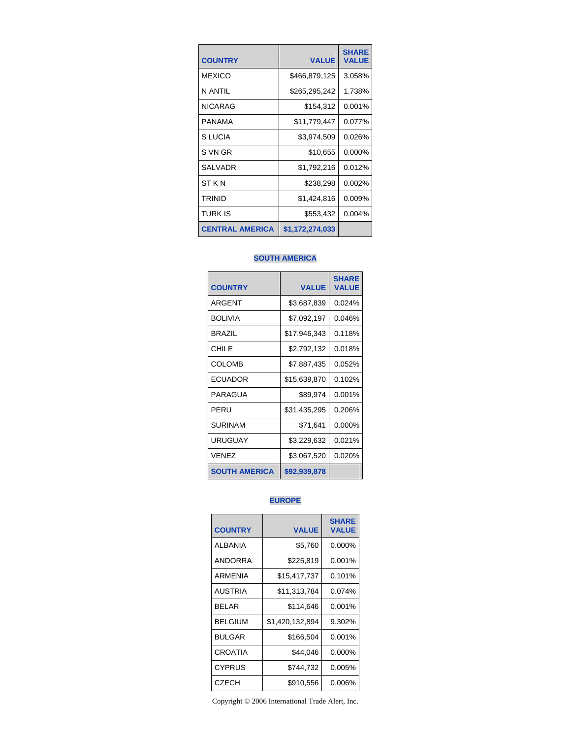| COUNTRY | VALUE | SHARE VALUE |
|---|---|---|
| MEXICO | $466,879,125 | 3.058% |
| N ANTIL | $265,295,242 | 1.738% |
| NICARAG | $154,312 | 0.001% |
| PANAMA | $11,779,447 | 0.077% |
| S LUCIA | $3,974,509 | 0.026% |
| S VN GR | $10,655 | 0.000% |
| SALVADR | $1,792,216 | 0.012% |
| ST K N | $238,298 | 0.002% |
| TRINID | $1,424,816 | 0.009% |
| TURK IS | $553,432 | 0.004% |
| **CENTRAL AMERICA** | **$1,172,274,033** | |

## SOUTH AMERICA

| COUNTRY | VALUE | SHARE VALUE |
|---|---|---|
| ARGENT | $3,687,839 | 0.024% |
| BOLIVIA | $7,092,197 | 0.046% |
| BRAZIL | $17,946,343 | 0.118% |
| CHILE | $2,792,132 | 0.018% |
| COLOMB | $7,887,435 | 0.052% |
| ECUADOR | $15,639,870 | 0.102% |
| PARAGUA | $89,974 | 0.001% |
| PERU | $31,435,295 | 0.206% |
| SURINAM | $71,641 | 0.000% |
| URUGUAY | $3,229,632 | 0.021% |
| VENEZ | $3,067,520 | 0.020% |
| **SOUTH AMERICA** | **$92,939,878** | |

## EUROPE

| COUNTRY | VALUE | SHARE VALUE |
|---|---|---|
| ALBANIA | $5,760 | 0.000% |
| ANDORRA | $225,819 | 0.001% |
| ARMENIA | $15,417,737 | 0.101% |
| AUSTRIA | $11,313,784 | 0.074% |
| BELAR | $114,646 | 0.001% |
| BELGIUM | $1,420,132,894 | 9.302% |
| BULGAR | $166,504 | 0.001% |
| CROATIA | $44,046 | 0.000% |
| CYPRUS | $744,732 | 0.005% |
| CZECH | $910,556 | 0.006% |

Copyright © 2006 International Trade Alert, Inc.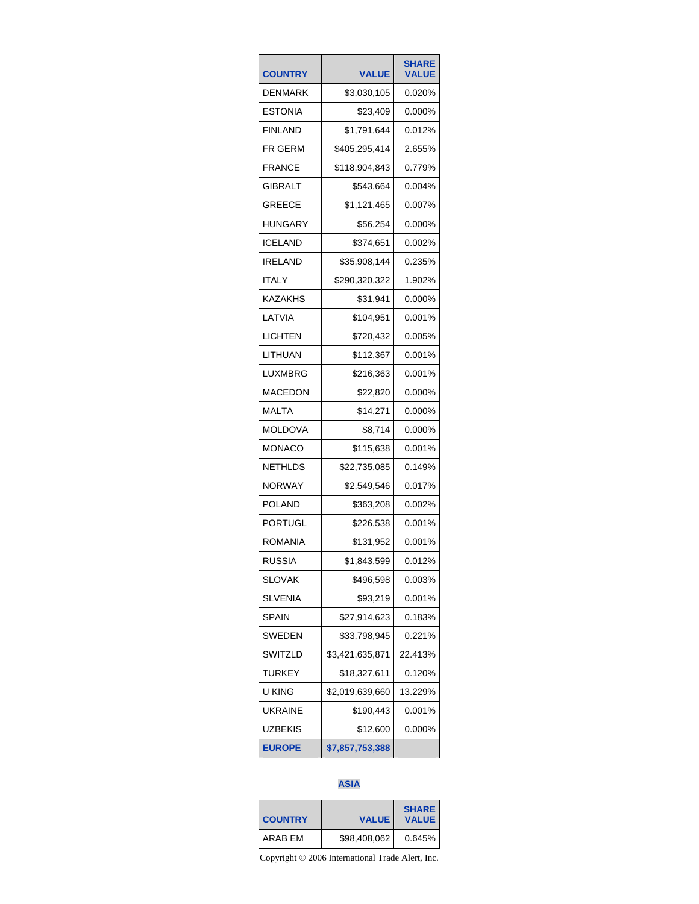| COUNTRY | VALUE | SHARE VALUE |
|---|---|---|
| DENMARK | $3,030,105 | 0.020% |
| ESTONIA | $23,409 | 0.000% |
| FINLAND | $1,791,644 | 0.012% |
| FR GERM | $405,295,414 | 2.655% |
| FRANCE | $118,904,843 | 0.779% |
| GIBRALT | $543,664 | 0.004% |
| GREECE | $1,121,465 | 0.007% |
| HUNGARY | $56,254 | 0.000% |
| ICELAND | $374,651 | 0.002% |
| IRELAND | $35,908,144 | 0.235% |
| ITALY | $290,320,322 | 1.902% |
| KAZAKHS | $31,941 | 0.000% |
| LATVIA | $104,951 | 0.001% |
| LICHTEN | $720,432 | 0.005% |
| LITHUAN | $112,367 | 0.001% |
| LUXMBRG | $216,363 | 0.001% |
| MACEDON | $22,820 | 0.000% |
| MALTA | $14,271 | 0.000% |
| MOLDOVA | $8,714 | 0.000% |
| MONACO | $115,638 | 0.001% |
| NETHLDS | $22,735,085 | 0.149% |
| NORWAY | $2,549,546 | 0.017% |
| POLAND | $363,208 | 0.002% |
| PORTUGL | $226,538 | 0.001% |
| ROMANIA | $131,952 | 0.001% |
| RUSSIA | $1,843,599 | 0.012% |
| SLOVAK | $496,598 | 0.003% |
| SLVENIA | $93,219 | 0.001% |
| SPAIN | $27,914,623 | 0.183% |
| SWEDEN | $33,798,945 | 0.221% |
| SWITZLD | $3,421,635,871 | 22.413% |
| TURKEY | $18,327,611 | 0.120% |
| U KING | $2,019,639,660 | 13.229% |
| UKRAINE | $190,443 | 0.001% |
| UZBEKIS | $12,600 | 0.000% |
| **EUROPE** | **$7,857,753,388** | |

**ASIA**

| COUNTRY | VALUE | SHARE VALUE |
|---|---|---|
| ARAB EM | $98,408,062 | 0.645% |

Copyright © 2006 International Trade Alert, Inc.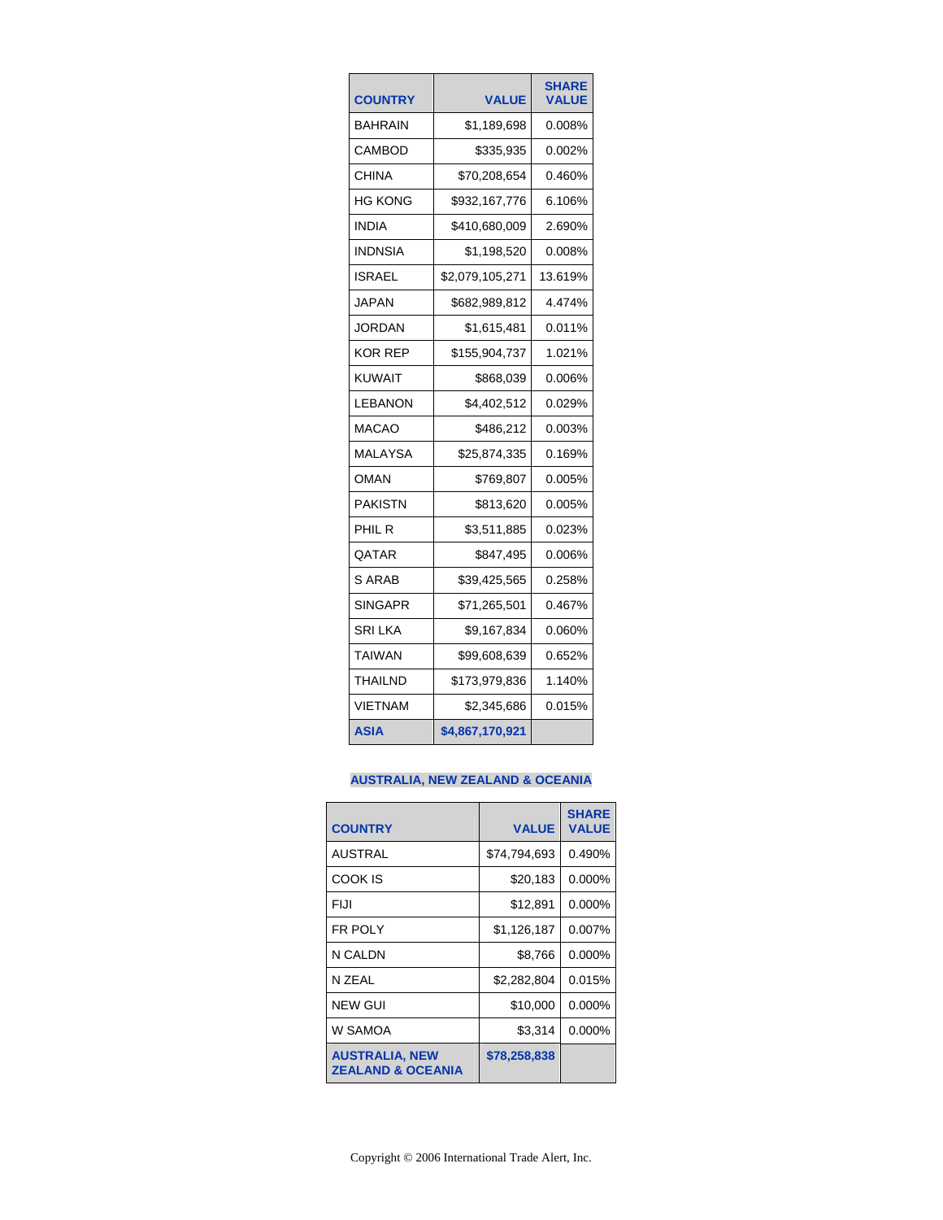| COUNTRY | VALUE | SHARE VALUE |
|---|---|---|
| BAHRAIN | $1,189,698 | 0.008% |
| CAMBOD | $335,935 | 0.002% |
| CHINA | $70,208,654 | 0.460% |
| HG KONG | $932,167,776 | 6.106% |
| INDIA | $410,680,009 | 2.690% |
| INDNSIA | $1,198,520 | 0.008% |
| ISRAEL | $2,079,105,271 | 13.619% |
| JAPAN | $682,989,812 | 4.474% |
| JORDAN | $1,615,481 | 0.011% |
| KOR REP | $155,904,737 | 1.021% |
| KUWAIT | $868,039 | 0.006% |
| LEBANON | $4,402,512 | 0.029% |
| MACAO | $486,212 | 0.003% |
| MALAYSA | $25,874,335 | 0.169% |
| OMAN | $769,807 | 0.005% |
| PAKISTN | $813,620 | 0.005% |
| PHIL R | $3,511,885 | 0.023% |
| QATAR | $847,495 | 0.006% |
| S ARAB | $39,425,565 | 0.258% |
| SINGAPR | $71,265,501 | 0.467% |
| SRI LKA | $9,167,834 | 0.060% |
| TAIWAN | $99,608,639 | 0.652% |
| THAILND | $173,979,836 | 1.140% |
| VIETNAM | $2,345,686 | 0.015% |
| **ASIA** | **$4,867,170,921** | |

## AUSTRALIA, NEW ZEALAND & OCEANIA

| COUNTRY | VALUE | SHARE VALUE |
|---|---|---|
| AUSTRAL | $74,794,693 | 0.490% |
| COOK IS | $20,183 | 0.000% |
| FIJI | $12,891 | 0.000% |
| FR POLY | $1,126,187 | 0.007% |
| N CALDN | $8,766 | 0.000% |
| N ZEAL | $2,282,804 | 0.015% |
| NEW GUI | $10,000 | 0.000% |
| W SAMOA | $3,314 | 0.000% |
| **AUSTRALIA, NEW ZEALAND & OCEANIA** | **$78,258,838** | |

Copyright © 2006 International Trade Alert, Inc.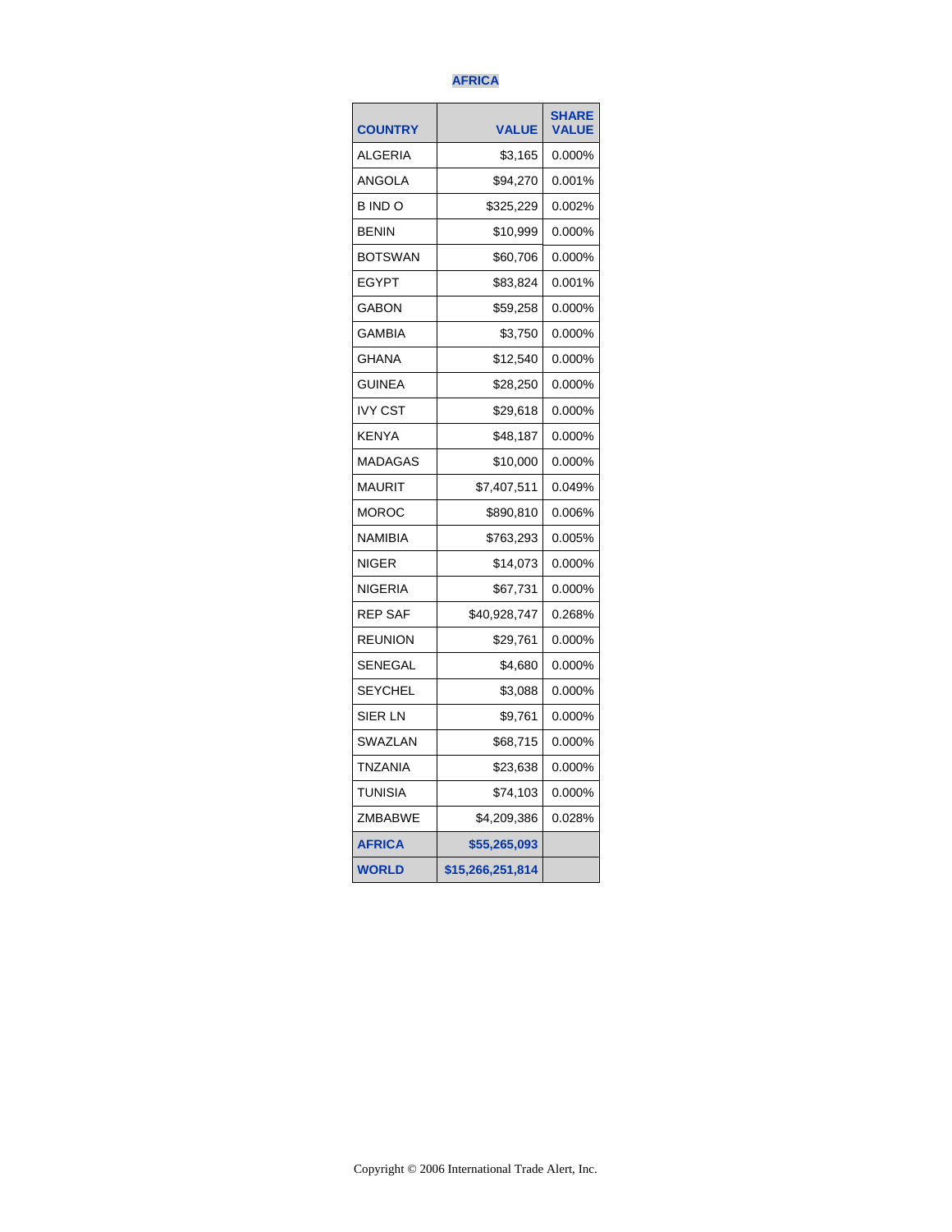## AFRICA

| COUNTRY | VALUE | SHARE VALUE |
|---|---|---|
| ALGERIA | $3,165 | 0.000% |
| ANGOLA | $94,270 | 0.001% |
| B IND O | $325,229 | 0.002% |
| BENIN | $10,999 | 0.000% |
| BOTSWAN | $60,706 | 0.000% |
| EGYPT | $83,824 | 0.001% |
| GABON | $59,258 | 0.000% |
| GAMBIA | $3,750 | 0.000% |
| GHANA | $12,540 | 0.000% |
| GUINEA | $28,250 | 0.000% |
| IVY CST | $29,618 | 0.000% |
| KENYA | $48,187 | 0.000% |
| MADAGAS | $10,000 | 0.000% |
| MAURIT | $7,407,511 | 0.049% |
| MOROC | $890,810 | 0.006% |
| NAMIBIA | $763,293 | 0.005% |
| NIGER | $14,073 | 0.000% |
| NIGERIA | $67,731 | 0.000% |
| REP SAF | $40,928,747 | 0.268% |
| REUNION | $29,761 | 0.000% |
| SENEGAL | $4,680 | 0.000% |
| SEYCHEL | $3,088 | 0.000% |
| SIER LN | $9,761 | 0.000% |
| SWAZLAN | $68,715 | 0.000% |
| TNZANIA | $23,638 | 0.000% |
| TUNISIA | $74,103 | 0.000% |
| ZMBABWE | $4,209,386 | 0.028% |
| **AFRICA** | **$55,265,093** | |
| **WORLD** | **$15,266,251,814** | |

Copyright © 2006 International Trade Alert, Inc.